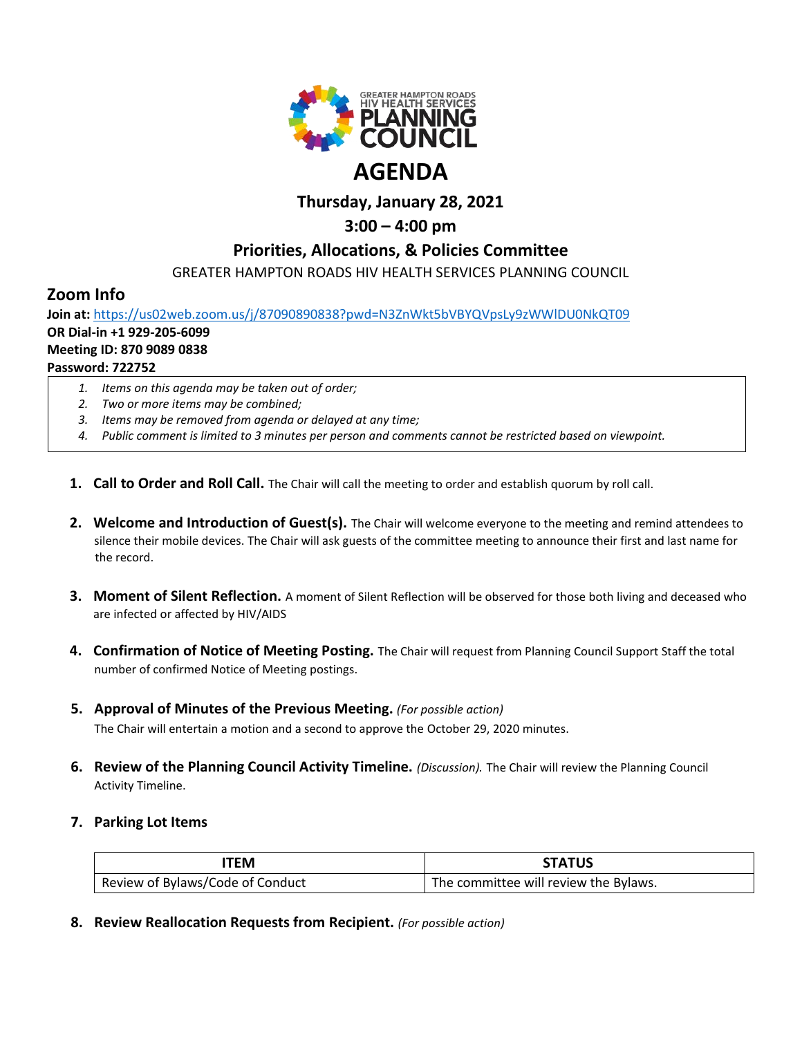GREATER HAMPTON ROADS HIV HEALTH SERVICES PLANNING COUNCIL

# AGENDA

## Thursday, January 28, 2021

## 3:00 – 4:00 pm

## Priorities, Allocations, & Policies Committee

GREATER HAMPTON ROADS HIV HEALTH SERVICES PLANNING COUNCIL

## Zoom Info

**Join at:** https://us02web.zoom.us/j/87090890838?pwd=N3ZnWkt5bVBYQVpsLy9zWWlDU0NkQT09
**OR Dial-in +1 929-205-6099**
**Meeting ID: 870 9089 0838**
**Password: 722752**

1. *Items on this agenda may be taken out of order;*
2. *Two or more items may be combined;*
3. *Items may be removed from agenda or delayed at any time;*
4. *Public comment is limited to 3 minutes per person and comments cannot be restricted based on viewpoint.*

1. **Call to Order and Roll Call.** The Chair will call the meeting to order and establish quorum by roll call.

2. **Welcome and Introduction of Guest(s).** The Chair will welcome everyone to the meeting and remind attendees to silence their mobile devices. The Chair will ask guests of the committee meeting to announce their first and last name for the record.

3. **Moment of Silent Reflection.** A moment of Silent Reflection will be observed for those both living and deceased who are infected or affected by HIV/AIDS

4. **Confirmation of Notice of Meeting Posting.** The Chair will request from Planning Council Support Staff the total number of confirmed Notice of Meeting postings.

5. **Approval of Minutes of the Previous Meeting.** *(For possible action)*
   The Chair will entertain a motion and a second to approve the October 29, 2020 minutes.

6. **Review of the Planning Council Activity Timeline.** *(Discussion).* The Chair will review the Planning Council Activity Timeline.

7. **Parking Lot Items**

| ITEM | STATUS |
|---|---|
| Review of Bylaws/Code of Conduct | The committee will review the Bylaws. |

8. **Review Reallocation Requests from Recipient.** *(For possible action)*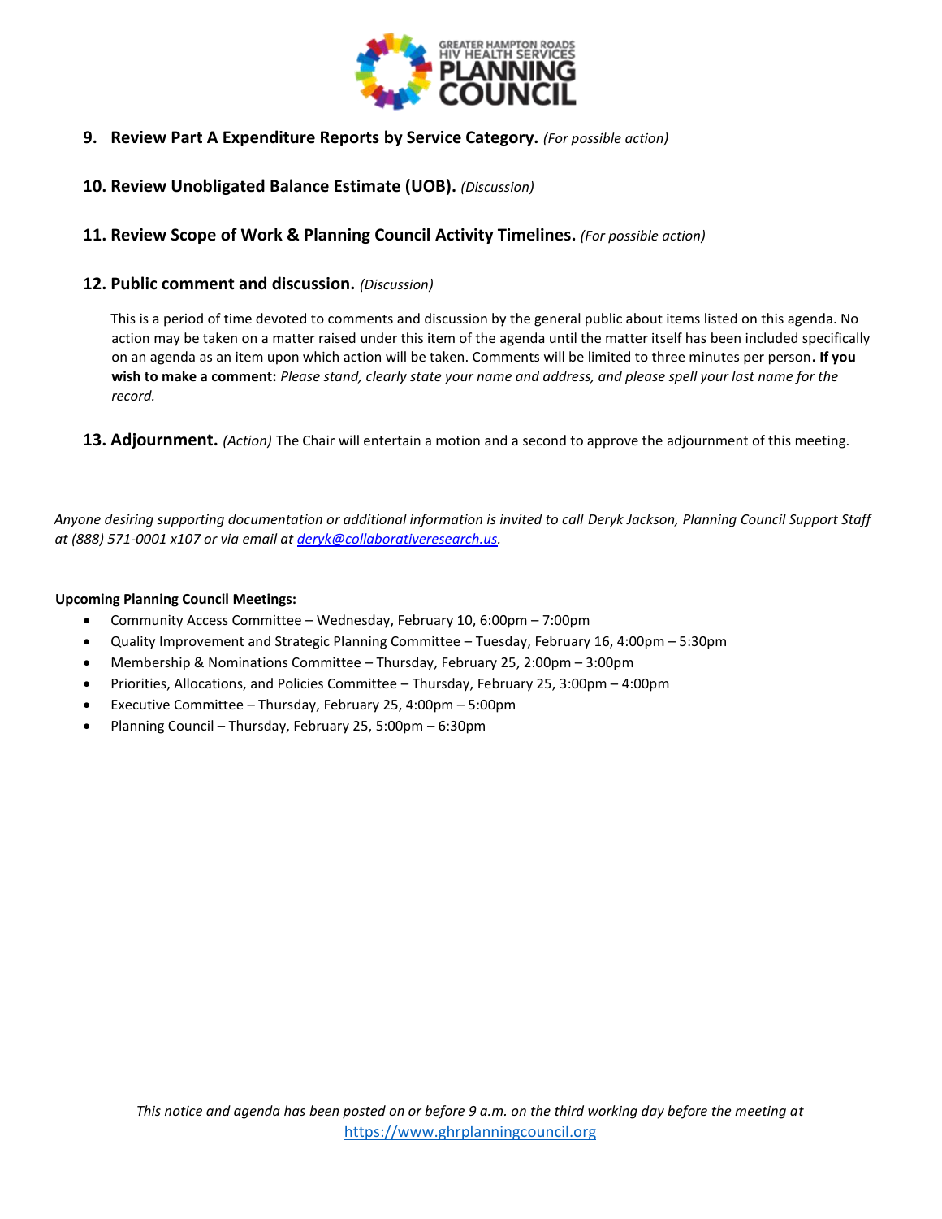9. **Review Part A Expenditure Reports by Service Category.** *(For possible action)*

10. **Review Unobligated Balance Estimate (UOB).** *(Discussion)*

11. **Review Scope of Work & Planning Council Activity Timelines.** *(For possible action)*

12. **Public comment and discussion.** *(Discussion)*

    This is a period of time devoted to comments and discussion by the general public about items listed on this agenda. No action may be taken on a matter raised under this item of the agenda until the matter itself has been included specifically on an agenda as an item upon which action will be taken. Comments will be limited to three minutes per person**. If you wish to make a comment:** *Please stand, clearly state your name and address, and please spell your last name for the record.*

13. **Adjournment.** *(Action)* The Chair will entertain a motion and a second to approve the adjournment of this meeting.

*Anyone desiring supporting documentation or additional information is invited to call Deryk Jackson, Planning Council Support Staff at (888) 571-0001 x107 or via email at deryk@collaborativeresearch.us.*

**Upcoming Planning Council Meetings:**

- Community Access Committee – Wednesday, February 10, 6:00pm – 7:00pm
- Quality Improvement and Strategic Planning Committee – Tuesday, February 16, 4:00pm – 5:30pm
- Membership & Nominations Committee – Thursday, February 25, 2:00pm – 3:00pm
- Priorities, Allocations, and Policies Committee – Thursday, February 25, 3:00pm – 4:00pm
- Executive Committee – Thursday, February 25, 4:00pm – 5:00pm
- Planning Council – Thursday, February 25, 5:00pm – 6:30pm

*This notice and agenda has been posted on or before 9 a.m. on the third working day before the meeting at* https://www.ghrplanningcouncil.org